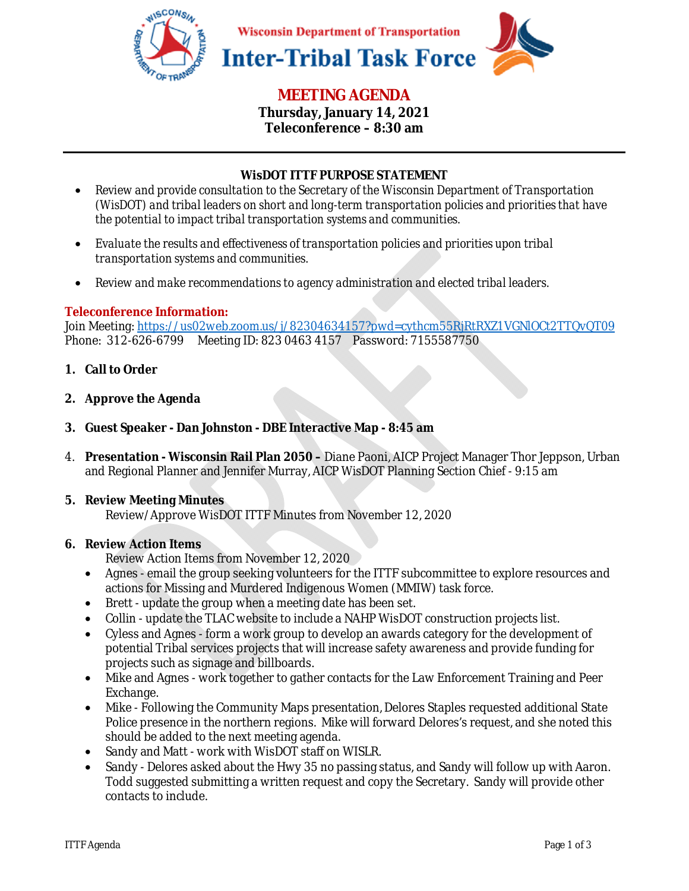Wisconsin Department of Transportation

# Inter-Tribal Task Force

## MEETING AGENDA

**Thursday, January 14, 2021**
**Teleconference – 8:30 am**

---

### WisDOT ITTF PURPOSE STATEMENT

- *Review and provide consultation to the Secretary of the Wisconsin Department of Transportation (WisDOT) and tribal leaders on short and long-term transportation policies and priorities that have the potential to impact tribal transportation systems and communities.*
- *Evaluate the results and effectiveness of transportation policies and priorities upon tribal transportation systems and communities.*
- *Review and make recommendations to agency administration and elected tribal leaders.*

**Teleconference Information:**
Join Meeting: [https://us02web.zoom.us/j/82304634157?pwd=cythcm55RjRtRXZ1VGNlOCt2TTQvQT09](https://us02web.zoom.us/j/82304634157?pwd=cythcm55RjRtRXZ1VGNlOCt2TTQvQT09)
Phone: 312-626-6799 Meeting ID: 823 0463 4157 Password: 7155587750

1. **Call to Order**
2. **Approve the Agenda**
3. **Guest Speaker - Dan Johnston - DBE Interactive Map - 8:45 am**
4. **Presentation - Wisconsin Rail Plan 2050 –** Diane Paoni, AICP Project Manager Thor Jeppson, Urban and Regional Planner and Jennifer Murray, AICP WisDOT Planning Section Chief - 9:15 am
5. **Review Meeting Minutes**
   Review/Approve WisDOT ITTF Minutes from November 12, 2020
6. **Review Action Items**
   Review Action Items from November 12, 2020
   - Agnes - email the group seeking volunteers for the ITTF subcommittee to explore resources and actions for Missing and Murdered Indigenous Women (MMIW) task force.
   - Brett - update the group when a meeting date has been set.
   - Collin - update the TLAC website to include a NAHP WisDOT construction projects list.
   - Cyless and Agnes - form a work group to develop an awards category for the development of potential Tribal services projects that will increase safety awareness and provide funding for projects such as signage and billboards.
   - Mike and Agnes - work together to gather contacts for the Law Enforcement Training and Peer Exchange.
   - Mike - Following the Community Maps presentation, Delores Staples requested additional State Police presence in the northern regions. Mike will forward Delores's request, and she noted this should be added to the next meeting agenda.
   - Sandy and Matt - work with WisDOT staff on WISLR.
   - Sandy - Delores asked about the Hwy 35 no passing status, and Sandy will follow up with Aaron. Todd suggested submitting a written request and copy the Secretary. Sandy will provide other contacts to include.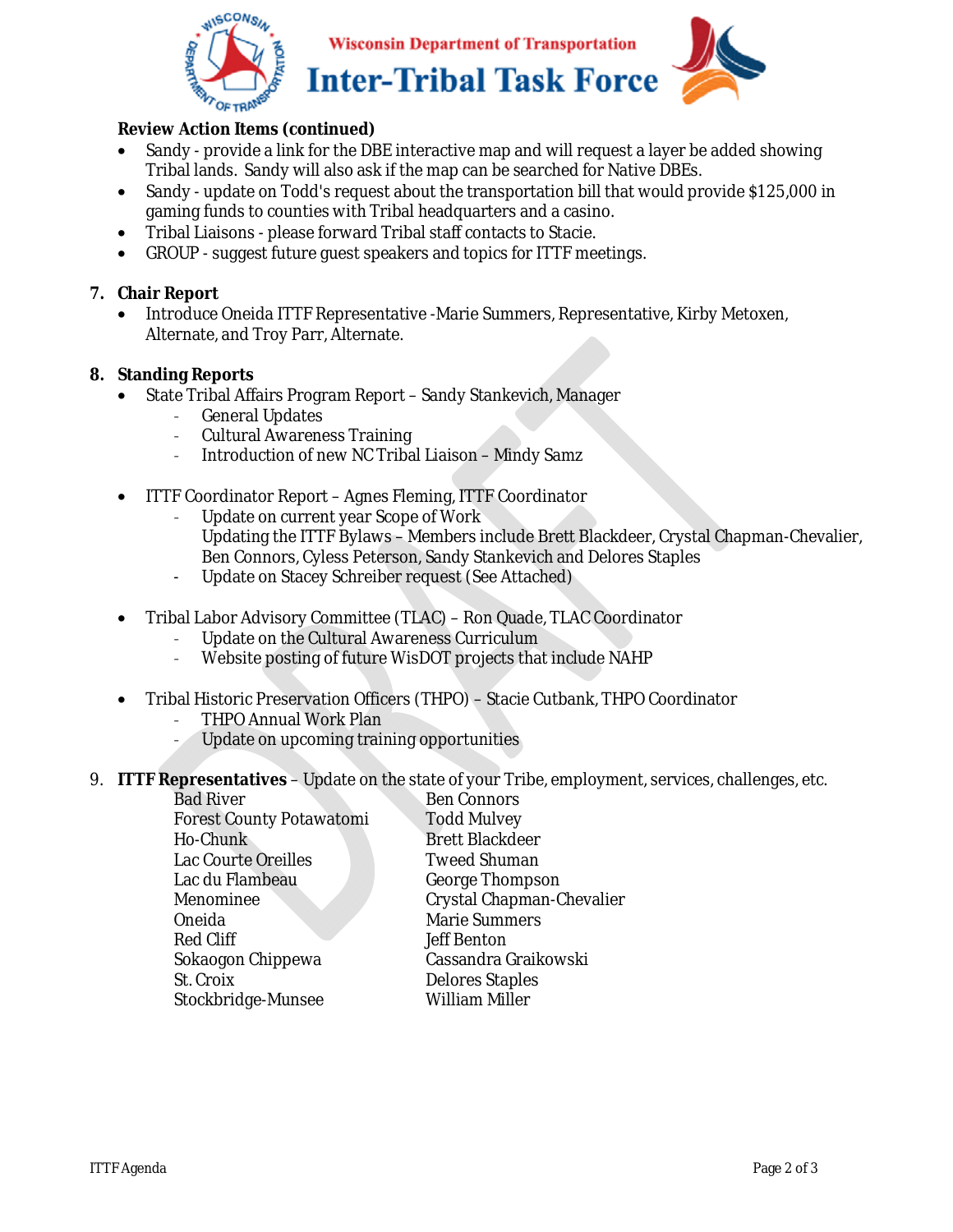**Review Action Items (continued)**

- Sandy - provide a link for the DBE interactive map and will request a layer be added showing Tribal lands. Sandy will also ask if the map can be searched for Native DBEs.
- Sandy - update on Todd's request about the transportation bill that would provide $125,000 in gaming funds to counties with Tribal headquarters and a casino.
- Tribal Liaisons - please forward Tribal staff contacts to Stacie.
- GROUP - suggest future guest speakers and topics for ITTF meetings.

7. **Chair Report**
   - Introduce Oneida ITTF Representative -Marie Summers, Representative, Kirby Metoxen, Alternate, and Troy Parr, Alternate.

8. **Standing Reports**
   - State Tribal Affairs Program Report – Sandy Stankevich, Manager
     - General Updates
     - Cultural Awareness Training
     - Introduction of new NC Tribal Liaison – Mindy Samz
   - ITTF Coordinator Report – Agnes Fleming, ITTF Coordinator
     - Update on current year Scope of Work
       Updating the ITTF Bylaws – Members include Brett Blackdeer, Crystal Chapman-Chevalier, Ben Connors, Cyless Peterson, Sandy Stankevich and Delores Staples
     - Update on Stacey Schreiber request (See Attached)
   - Tribal Labor Advisory Committee (TLAC) – Ron Quade, TLAC Coordinator
     - Update on the Cultural Awareness Curriculum
     - Website posting of future WisDOT projects that include NAHP
   - Tribal Historic Preservation Officers (THPO) – Stacie Cutbank, THPO Coordinator
     - THPO Annual Work Plan
     - Update on upcoming training opportunities

9. **ITTF Representatives** – Update on the state of your Tribe, employment, services, challenges, etc.

| | |
|---|---|
| Bad River | Ben Connors |
| Forest County Potawatomi | Todd Mulvey |
| Ho-Chunk | Brett Blackdeer |
| Lac Courte Oreilles | Tweed Shuman |
| Lac du Flambeau | George Thompson |
| Menominee | Crystal Chapman-Chevalier |
| Oneida | Marie Summers |
| Red Cliff | Jeff Benton |
| Sokaogon Chippewa | Cassandra Graikowski |
| St. Croix | Delores Staples |
| Stockbridge-Munsee | William Miller |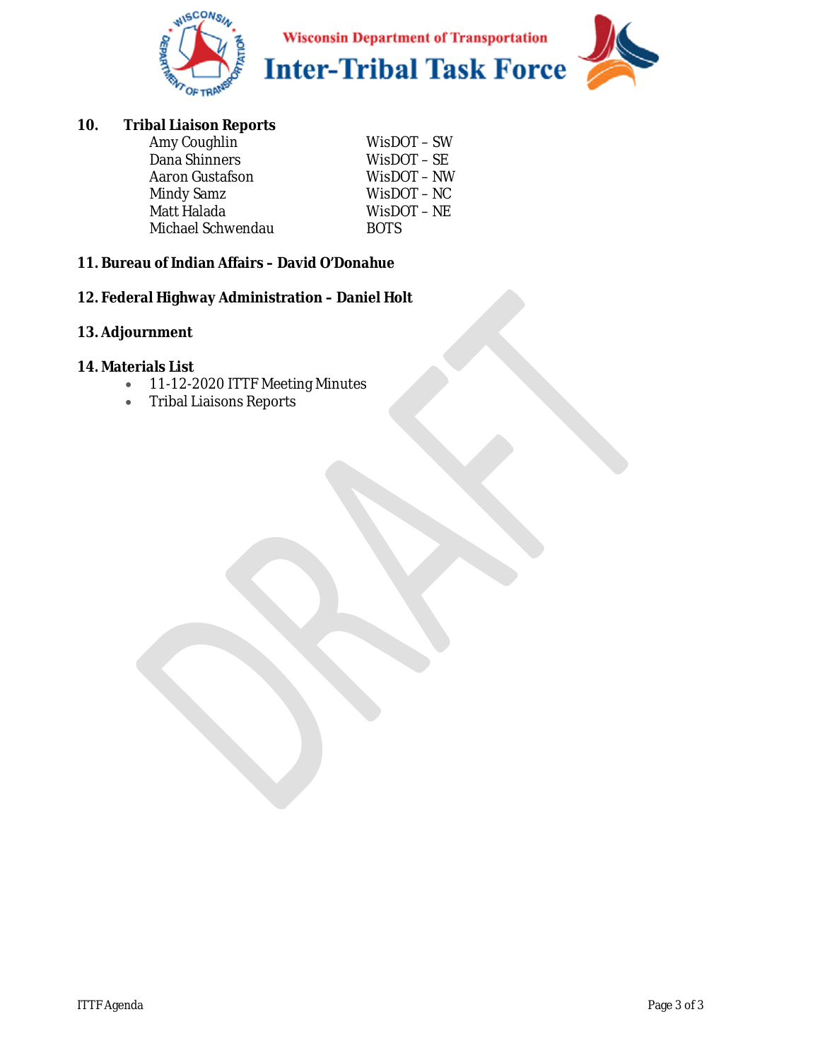## 10. Tribal Liaison Reports

| | |
|---|---|
| Amy Coughlin | WisDOT – SW |
| Dana Shinners | WisDOT – SE |
| Aaron Gustafson | WisDOT – NW |
| Mindy Samz | WisDOT – NC |
| Matt Halada | WisDOT – NE |
| Michael Schwendau | BOTS |

## 11. Bureau of Indian Affairs – David O'Donahue

## 12. Federal Highway Administration – Daniel Holt

## 13. Adjournment

## 14. Materials List

- 11-12-2020 ITTF Meeting Minutes
- Tribal Liaisons Reports